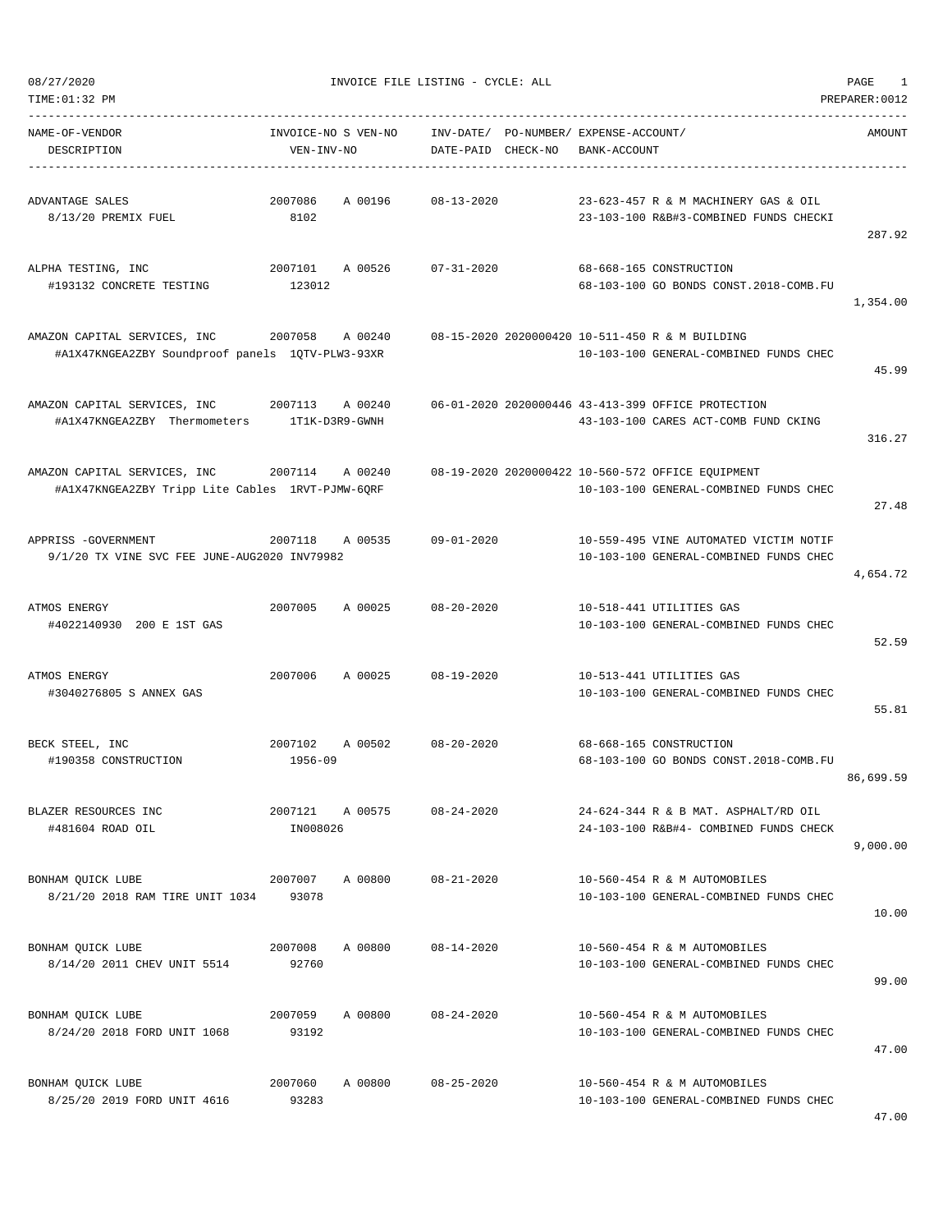08/27/2020 INVOICE FILE LISTING - CYCLE: ALL

TIME:01:32 PM PREPARER:0012

| NAME-OF-VENDOR / DESCRIPTION | INVOICE-NO S VEN-NO / VEN-INV-NO | INV-DATE/ DATE-PAID | PO-NUMBER/ CHECK-NO | EXPENSE-ACCOUNT/ BANK-ACCOUNT | AMOUNT |
|---|---|---|---|---|---|
| ADVANTAGE SALES<br>8/13/20 PREMIX FUEL | 2007086 A 00196<br>8102 | 08-13-2020 | | 23-623-457 R & M MACHINERY GAS & OIL<br>23-103-100 R&B#3-COMBINED FUNDS CHECKI | 287.92 |
| ALPHA TESTING, INC<br>#193132 CONCRETE TESTING | 2007101 A 00526<br>123012 | 07-31-2020 | | 68-668-165 CONSTRUCTION<br>68-103-100 GO BONDS CONST.2018-COMB.FU | 1,354.00 |
| AMAZON CAPITAL SERVICES, INC<br>#A1X47KNGEA2ZBY Soundproof panels | 2007058 A 00240<br>1QTV-PLW3-93XR | 08-15-2020 | 2020000420 | 10-511-450 R & M BUILDING<br>10-103-100 GENERAL-COMBINED FUNDS CHEC | 45.99 |
| AMAZON CAPITAL SERVICES, INC<br>#A1X47KNGEA2ZBY Thermometers | 2007113 A 00240<br>1T1K-D3R9-GWNH | 06-01-2020 | 2020000446 | 43-413-399 OFFICE PROTECTION<br>43-103-100 CARES ACT-COMB FUND CKING | 316.27 |
| AMAZON CAPITAL SERVICES, INC<br>#A1X47KNGEA2ZBY Tripp Lite Cables | 2007114 A 00240<br>1RVT-PJMW-6QRF | 08-19-2020 | 2020000422 | 10-560-572 OFFICE EQUIPMENT<br>10-103-100 GENERAL-COMBINED FUNDS CHEC | 27.48 |
| APPRISS -GOVERNMENT<br>9/1/20 TX VINE SVC FEE JUNE-AUG2020 INV79982 | 2007118 A 00535 | 09-01-2020 | | 10-559-495 VINE AUTOMATED VICTIM NOTIF<br>10-103-100 GENERAL-COMBINED FUNDS CHEC | 4,654.72 |
| ATMOS ENERGY<br>#4022140930 200 E 1ST GAS | 2007005 A 00025 | 08-20-2020 | | 10-518-441 UTILITIES GAS<br>10-103-100 GENERAL-COMBINED FUNDS CHEC | 52.59 |
| ATMOS ENERGY<br>#3040276805 S ANNEX GAS | 2007006 A 00025 | 08-19-2020 | | 10-513-441 UTILITIES GAS<br>10-103-100 GENERAL-COMBINED FUNDS CHEC | 55.81 |
| BECK STEEL, INC<br>#190358 CONSTRUCTION | 2007102 A 00502<br>1956-09 | 08-20-2020 | | 68-668-165 CONSTRUCTION<br>68-103-100 GO BONDS CONST.2018-COMB.FU | 86,699.59 |
| BLAZER RESOURCES INC<br>#481604 ROAD OIL | 2007121 A 00575<br>IN008026 | 08-24-2020 | | 24-624-344 R & B MAT. ASPHALT/RD OIL<br>24-103-100 R&B#4- COMBINED FUNDS CHECK | 9,000.00 |
| BONHAM QUICK LUBE<br>8/21/20 2018 RAM TIRE UNIT 1034 | 2007007 A 00800<br>93078 | 08-21-2020 | | 10-560-454 R & M AUTOMOBILES<br>10-103-100 GENERAL-COMBINED FUNDS CHEC | 10.00 |
| BONHAM QUICK LUBE<br>8/14/20 2011 CHEV UNIT 5514 | 2007008 A 00800<br>92760 | 08-14-2020 | | 10-560-454 R & M AUTOMOBILES<br>10-103-100 GENERAL-COMBINED FUNDS CHEC | 99.00 |
| BONHAM QUICK LUBE<br>8/24/20 2018 FORD UNIT 1068 | 2007059 A 00800<br>93192 | 08-24-2020 | | 10-560-454 R & M AUTOMOBILES<br>10-103-100 GENERAL-COMBINED FUNDS CHEC | 47.00 |
| BONHAM QUICK LUBE<br>8/25/20 2019 FORD UNIT 4616 | 2007060 A 00800<br>93283 | 08-25-2020 | | 10-560-454 R & M AUTOMOBILES<br>10-103-100 GENERAL-COMBINED FUNDS CHEC | 47.00 |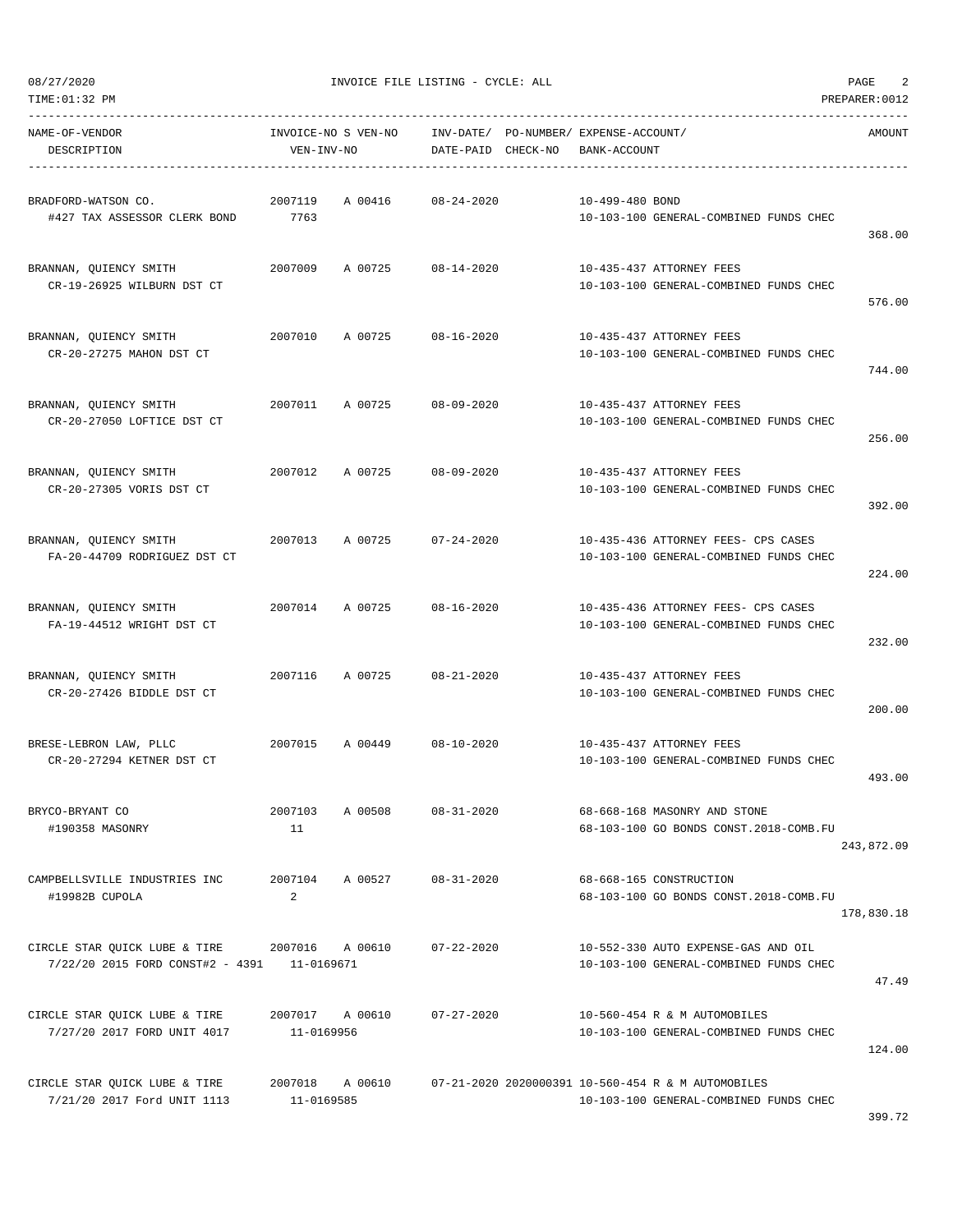08/27/2020 INVOICE FILE LISTING - CYCLE: ALL

TIME:01:32 PM PREPARER:0012

| NAME-OF-VENDOR / DESCRIPTION | INVOICE-NO / VEN-INV-NO | S VEN-NO | INV-DATE/ DATE-PAID | PO-NUMBER/ CHECK-NO | EXPENSE-ACCOUNT/ BANK-ACCOUNT | AMOUNT |
|---|---|---|---|---|---|---|
| BRADFORD-WATSON CO.<br>#427 TAX ASSESSOR CLERK BOND | 2007119<br>7763 | A 00416 | 08-24-2020 | | 10-499-480 BOND<br>10-103-100 GENERAL-COMBINED FUNDS CHEC | 368.00 |
| BRANNAN, QUIENCY SMITH<br>CR-19-26925 WILBURN DST CT | 2007009 | A 00725 | 08-14-2020 | | 10-435-437 ATTORNEY FEES<br>10-103-100 GENERAL-COMBINED FUNDS CHEC | 576.00 |
| BRANNAN, QUIENCY SMITH<br>CR-20-27275 MAHON DST CT | 2007010 | A 00725 | 08-16-2020 | | 10-435-437 ATTORNEY FEES<br>10-103-100 GENERAL-COMBINED FUNDS CHEC | 744.00 |
| BRANNAN, QUIENCY SMITH<br>CR-20-27050 LOFTICE DST CT | 2007011 | A 00725 | 08-09-2020 | | 10-435-437 ATTORNEY FEES<br>10-103-100 GENERAL-COMBINED FUNDS CHEC | 256.00 |
| BRANNAN, QUIENCY SMITH<br>CR-20-27305 VORIS DST CT | 2007012 | A 00725 | 08-09-2020 | | 10-435-437 ATTORNEY FEES<br>10-103-100 GENERAL-COMBINED FUNDS CHEC | 392.00 |
| BRANNAN, QUIENCY SMITH<br>FA-20-44709 RODRIGUEZ DST CT | 2007013 | A 00725 | 07-24-2020 | | 10-435-436 ATTORNEY FEES- CPS CASES<br>10-103-100 GENERAL-COMBINED FUNDS CHEC | 224.00 |
| BRANNAN, QUIENCY SMITH<br>FA-19-44512 WRIGHT DST CT | 2007014 | A 00725 | 08-16-2020 | | 10-435-436 ATTORNEY FEES- CPS CASES<br>10-103-100 GENERAL-COMBINED FUNDS CHEC | 232.00 |
| BRANNAN, QUIENCY SMITH<br>CR-20-27426 BIDDLE DST CT | 2007116 | A 00725 | 08-21-2020 | | 10-435-437 ATTORNEY FEES<br>10-103-100 GENERAL-COMBINED FUNDS CHEC | 200.00 |
| BRESE-LEBRON LAW, PLLC<br>CR-20-27294 KETNER DST CT | 2007015 | A 00449 | 08-10-2020 | | 10-435-437 ATTORNEY FEES<br>10-103-100 GENERAL-COMBINED FUNDS CHEC | 493.00 |
| BRYCO-BRYANT CO<br>#190358 MASONRY | 2007103<br>11 | A 00508 | 08-31-2020 | | 68-668-168 MASONRY AND STONE<br>68-103-100 GO BONDS CONST.2018-COMB.FU | 243,872.09 |
| CAMPBELLSVILLE INDUSTRIES INC<br>#19982B CUPOLA | 2007104<br>2 | A 00527 | 08-31-2020 | | 68-668-165 CONSTRUCTION<br>68-103-100 GO BONDS CONST.2018-COMB.FU | 178,830.18 |
| CIRCLE STAR QUICK LUBE & TIRE<br>7/22/20 2015 FORD CONST#2 - 4391 | 2007016<br>11-0169671 | A 00610 | 07-22-2020 | | 10-552-330 AUTO EXPENSE-GAS AND OIL<br>10-103-100 GENERAL-COMBINED FUNDS CHEC | 47.49 |
| CIRCLE STAR QUICK LUBE & TIRE<br>7/27/20 2017 FORD UNIT 4017 | 2007017<br>11-0169956 | A 00610 | 07-27-2020 | | 10-560-454 R & M AUTOMOBILES<br>10-103-100 GENERAL-COMBINED FUNDS CHEC | 124.00 |
| CIRCLE STAR QUICK LUBE & TIRE<br>7/21/20 2017 Ford UNIT 1113 | 2007018<br>11-0169585 | A 00610 | 07-21-2020 | 2020000391 | 10-560-454 R & M AUTOMOBILES<br>10-103-100 GENERAL-COMBINED FUNDS CHEC | 399.72 |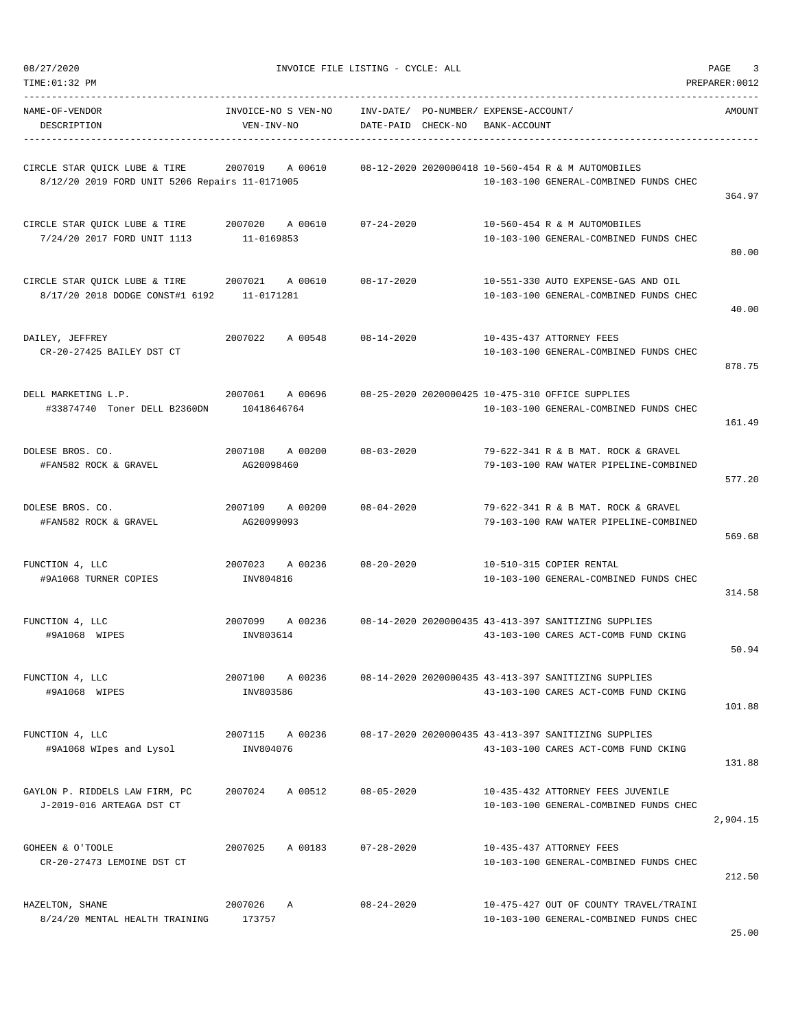08/27/2020 INVOICE FILE LISTING - CYCLE: ALL

TIME:01:32 PM PREPARER:0012

| NAME-OF-VENDOR<br>DESCRIPTION | INVOICE-NO S VEN-NO<br>VEN-INV-NO | INV-DATE/<br>DATE-PAID | PO-NUMBER/<br>CHECK-NO | EXPENSE-ACCOUNT/<br>BANK-ACCOUNT | AMOUNT |
|---|---|---|---|---|---|
| CIRCLE STAR QUICK LUBE & TIRE<br>8/12/20 2019 FORD UNIT 5206 Repairs | 2007019 A 00610<br>11-0171005 | 08-12-2020 | 2020000418 | 10-560-454 R & M AUTOMOBILES<br>10-103-100 GENERAL-COMBINED FUNDS CHEC | 364.97 |
| CIRCLE STAR QUICK LUBE & TIRE<br>7/24/20 2017 FORD UNIT 1113 | 2007020 A 00610<br>11-0169853 | 07-24-2020 | | 10-560-454 R & M AUTOMOBILES<br>10-103-100 GENERAL-COMBINED FUNDS CHEC | 80.00 |
| CIRCLE STAR QUICK LUBE & TIRE<br>8/17/20 2018 DODGE CONST#1 6192 | 2007021 A 00610<br>11-0171281 | 08-17-2020 | | 10-551-330 AUTO EXPENSE-GAS AND OIL<br>10-103-100 GENERAL-COMBINED FUNDS CHEC | 40.00 |
| DAILEY, JEFFREY<br>CR-20-27425 BAILEY DST CT | 2007022 A 00548 | 08-14-2020 | | 10-435-437 ATTORNEY FEES<br>10-103-100 GENERAL-COMBINED FUNDS CHEC | 878.75 |
| DELL MARKETING L.P.<br>#33874740 Toner DELL B2360DN | 2007061 A 00696<br>10418646764 | 08-25-2020 | 2020000425 | 10-475-310 OFFICE SUPPLIES<br>10-103-100 GENERAL-COMBINED FUNDS CHEC | 161.49 |
| DOLESE BROS. CO.<br>#FAN582 ROCK & GRAVEL | 2007108 A 00200<br>AG20098460 | 08-03-2020 | | 79-622-341 R & B MAT. ROCK & GRAVEL<br>79-103-100 RAW WATER PIPELINE-COMBINED | 577.20 |
| DOLESE BROS. CO.<br>#FAN582 ROCK & GRAVEL | 2007109 A 00200<br>AG20099093 | 08-04-2020 | | 79-622-341 R & B MAT. ROCK & GRAVEL<br>79-103-100 RAW WATER PIPELINE-COMBINED | 569.68 |
| FUNCTION 4, LLC<br>#9A1068 TURNER COPIES | 2007023 A 00236<br>INV804816 | 08-20-2020 | | 10-510-315 COPIER RENTAL<br>10-103-100 GENERAL-COMBINED FUNDS CHEC | 314.58 |
| FUNCTION 4, LLC<br>#9A1068 WIPES | 2007099 A 00236<br>INV803614 | 08-14-2020 | 2020000435 | 43-413-397 SANITIZING SUPPLIES<br>43-103-100 CARES ACT-COMB FUND CKING | 50.94 |
| FUNCTION 4, LLC<br>#9A1068 WIPES | 2007100 A 00236<br>INV803586 | 08-14-2020 | 2020000435 | 43-413-397 SANITIZING SUPPLIES<br>43-103-100 CARES ACT-COMB FUND CKING | 101.88 |
| FUNCTION 4, LLC<br>#9A1068 WIpes and Lysol | 2007115 A 00236<br>INV804076 | 08-17-2020 | 2020000435 | 43-413-397 SANITIZING SUPPLIES<br>43-103-100 CARES ACT-COMB FUND CKING | 131.88 |
| GAYLON P. RIDDELS LAW FIRM, PC<br>J-2019-016 ARTEAGA DST CT | 2007024 A 00512 | 08-05-2020 | | 10-435-432 ATTORNEY FEES JUVENILE<br>10-103-100 GENERAL-COMBINED FUNDS CHEC | 2,904.15 |
| GOHEEN & O'TOOLE<br>CR-20-27473 LEMOINE DST CT | 2007025 A 00183 | 07-28-2020 | | 10-435-437 ATTORNEY FEES<br>10-103-100 GENERAL-COMBINED FUNDS CHEC | 212.50 |
| HAZELTON, SHANE<br>8/24/20 MENTAL HEALTH TRAINING | 2007026 A<br>173757 | 08-24-2020 | | 10-475-427 OUT OF COUNTY TRAVEL/TRAINI<br>10-103-100 GENERAL-COMBINED FUNDS CHEC | 25.00 |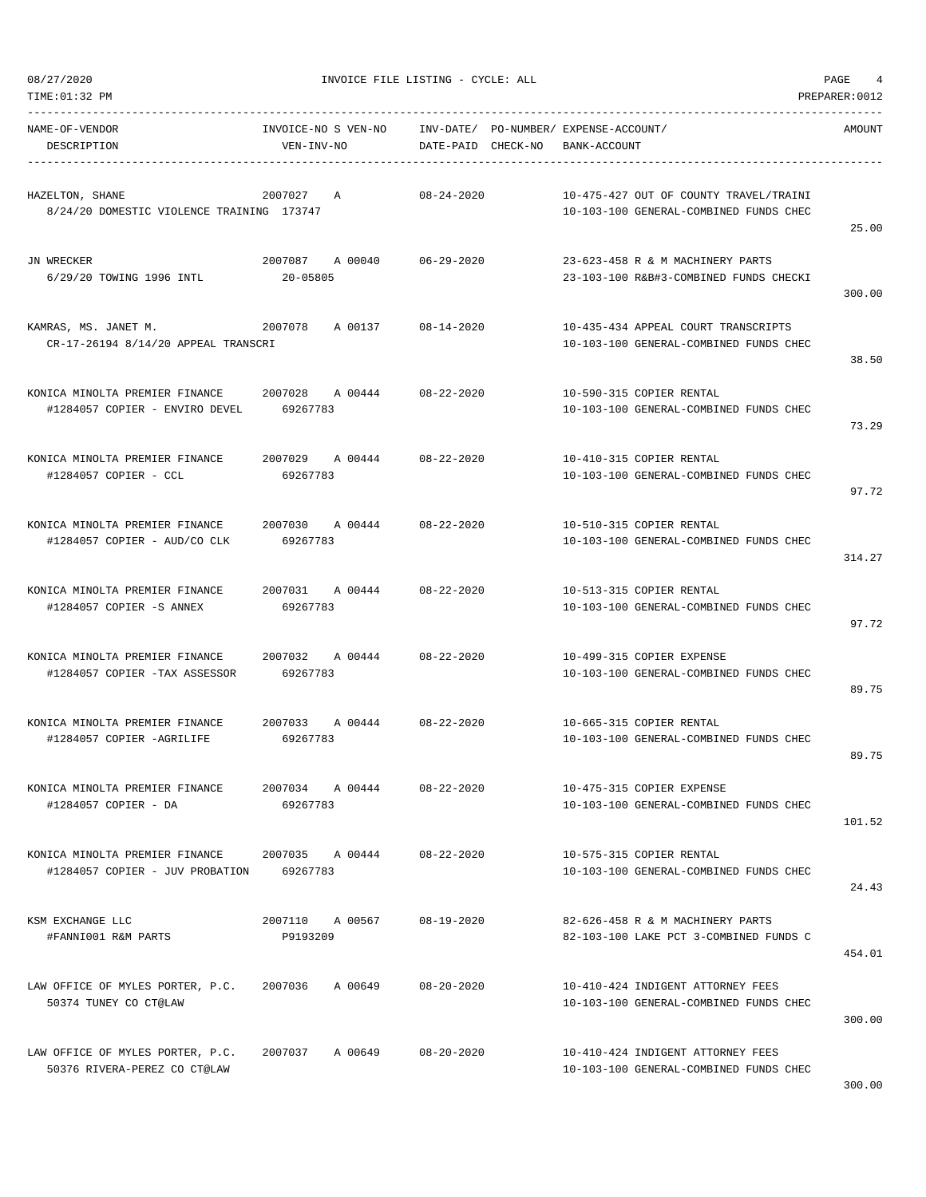08/27/2020 INVOICE FILE LISTING - CYCLE: ALL

TIME:01:32 PM PREPARER:0012

| NAME-OF-VENDOR / DESCRIPTION | INVOICE-NO S VEN-NO / VEN-INV-NO | INV-DATE/ DATE-PAID | PO-NUMBER/ CHECK-NO | EXPENSE-ACCOUNT/ BANK-ACCOUNT | AMOUNT |
|---|---|---|---|---|---|
| HAZELTON, SHANE<br>8/24/20 DOMESTIC VIOLENCE TRAINING 173747 | 2007027 A | 08-24-2020 | | 10-475-427 OUT OF COUNTY TRAVEL/TRAINI<br>10-103-100 GENERAL-COMBINED FUNDS CHEC | 25.00 |
| JN WRECKER<br>6/29/20 TOWING 1996 INTL | 2007087 A 00040<br>20-05805 | 06-29-2020 | | 23-623-458 R & M MACHINERY PARTS<br>23-103-100 R&B#3-COMBINED FUNDS CHECKI | 300.00 |
| KAMRAS, MS. JANET M.<br>CR-17-26194 8/14/20 APPEAL TRANSCRI | 2007078 A 00137 | 08-14-2020 | | 10-435-434 APPEAL COURT TRANSCRIPTS<br>10-103-100 GENERAL-COMBINED FUNDS CHEC | 38.50 |
| KONICA MINOLTA PREMIER FINANCE<br>#1284057 COPIER - ENVIRO DEVEL | 2007028 A 00444<br>69267783 | 08-22-2020 | | 10-590-315 COPIER RENTAL<br>10-103-100 GENERAL-COMBINED FUNDS CHEC | 73.29 |
| KONICA MINOLTA PREMIER FINANCE<br>#1284057 COPIER - CCL | 2007029 A 00444<br>69267783 | 08-22-2020 | | 10-410-315 COPIER RENTAL<br>10-103-100 GENERAL-COMBINED FUNDS CHEC | 97.72 |
| KONICA MINOLTA PREMIER FINANCE<br>#1284057 COPIER - AUD/CO CLK | 2007030 A 00444<br>69267783 | 08-22-2020 | | 10-510-315 COPIER RENTAL<br>10-103-100 GENERAL-COMBINED FUNDS CHEC | 314.27 |
| KONICA MINOLTA PREMIER FINANCE<br>#1284057 COPIER -S ANNEX | 2007031 A 00444<br>69267783 | 08-22-2020 | | 10-513-315 COPIER RENTAL<br>10-103-100 GENERAL-COMBINED FUNDS CHEC | 97.72 |
| KONICA MINOLTA PREMIER FINANCE<br>#1284057 COPIER -TAX ASSESSOR | 2007032 A 00444<br>69267783 | 08-22-2020 | | 10-499-315 COPIER EXPENSE<br>10-103-100 GENERAL-COMBINED FUNDS CHEC | 89.75 |
| KONICA MINOLTA PREMIER FINANCE<br>#1284057 COPIER -AGRILIFE | 2007033 A 00444<br>69267783 | 08-22-2020 | | 10-665-315 COPIER RENTAL<br>10-103-100 GENERAL-COMBINED FUNDS CHEC | 89.75 |
| KONICA MINOLTA PREMIER FINANCE<br>#1284057 COPIER - DA | 2007034 A 00444<br>69267783 | 08-22-2020 | | 10-475-315 COPIER EXPENSE<br>10-103-100 GENERAL-COMBINED FUNDS CHEC | 101.52 |
| KONICA MINOLTA PREMIER FINANCE<br>#1284057 COPIER - JUV PROBATION | 2007035 A 00444<br>69267783 | 08-22-2020 | | 10-575-315 COPIER RENTAL<br>10-103-100 GENERAL-COMBINED FUNDS CHEC | 24.43 |
| KSM EXCHANGE LLC<br>#FANNI001 R&M PARTS | 2007110 A 00567<br>P9193209 | 08-19-2020 | | 82-626-458 R & M MACHINERY PARTS<br>82-103-100 LAKE PCT 3-COMBINED FUNDS C | 454.01 |
| LAW OFFICE OF MYLES PORTER, P.C.<br>50374 TUNEY CO CT@LAW | 2007036 A 00649 | 08-20-2020 | | 10-410-424 INDIGENT ATTORNEY FEES<br>10-103-100 GENERAL-COMBINED FUNDS CHEC | 300.00 |
| LAW OFFICE OF MYLES PORTER, P.C.<br>50376 RIVERA-PEREZ CO CT@LAW | 2007037 A 00649 | 08-20-2020 | | 10-410-424 INDIGENT ATTORNEY FEES<br>10-103-100 GENERAL-COMBINED FUNDS CHEC | 300.00 |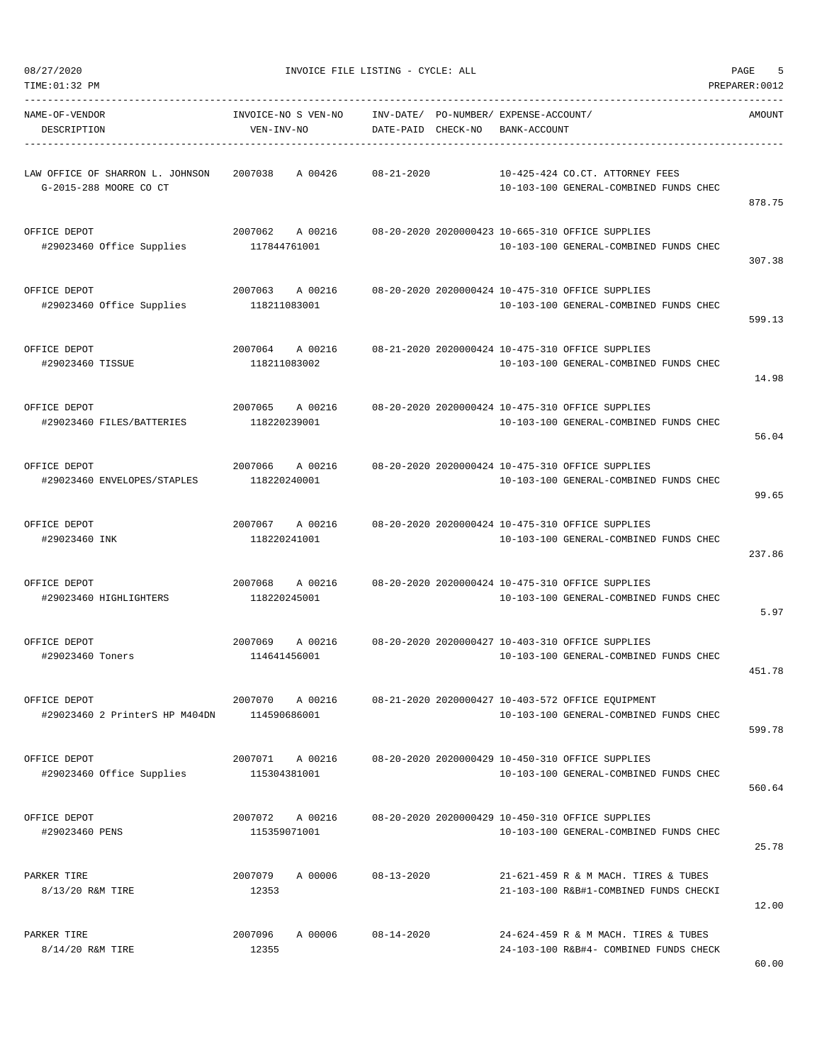INVOICE FILE LISTING - CYCLE: ALL

| NAME-OF-VENDOR / DESCRIPTION | INVOICE-NO S VEN-NO / VEN-INV-NO | INV-DATE/ DATE-PAID | PO-NUMBER/ CHECK-NO | EXPENSE-ACCOUNT/ BANK-ACCOUNT | AMOUNT |
|---|---|---|---|---|---|
| LAW OFFICE OF SHARRON L. JOHNSON<br>G-2015-288 MOORE CO CT | 2007038 A 00426 | 08-21-2020 | | 10-425-424 CO.CT. ATTORNEY FEES<br>10-103-100 GENERAL-COMBINED FUNDS CHEC | 878.75 |
| OFFICE DEPOT<br>#29023460 Office Supplies | 2007062 A 00216<br>117844761001 | 08-20-2020 | 2020000423 | 10-665-310 OFFICE SUPPLIES<br>10-103-100 GENERAL-COMBINED FUNDS CHEC | 307.38 |
| OFFICE DEPOT<br>#29023460 Office Supplies | 2007063 A 00216<br>118211083001 | 08-20-2020 | 2020000424 | 10-475-310 OFFICE SUPPLIES<br>10-103-100 GENERAL-COMBINED FUNDS CHEC | 599.13 |
| OFFICE DEPOT<br>#29023460 TISSUE | 2007064 A 00216<br>118211083002 | 08-21-2020 | 2020000424 | 10-475-310 OFFICE SUPPLIES<br>10-103-100 GENERAL-COMBINED FUNDS CHEC | 14.98 |
| OFFICE DEPOT<br>#29023460 FILES/BATTERIES | 2007065 A 00216<br>118220239001 | 08-20-2020 | 2020000424 | 10-475-310 OFFICE SUPPLIES<br>10-103-100 GENERAL-COMBINED FUNDS CHEC | 56.04 |
| OFFICE DEPOT<br>#29023460 ENVELOPES/STAPLES | 2007066 A 00216<br>118220240001 | 08-20-2020 | 2020000424 | 10-475-310 OFFICE SUPPLIES<br>10-103-100 GENERAL-COMBINED FUNDS CHEC | 99.65 |
| OFFICE DEPOT<br>#29023460 INK | 2007067 A 00216<br>118220241001 | 08-20-2020 | 2020000424 | 10-475-310 OFFICE SUPPLIES<br>10-103-100 GENERAL-COMBINED FUNDS CHEC | 237.86 |
| OFFICE DEPOT<br>#29023460 HIGHLIGHTERS | 2007068 A 00216<br>118220245001 | 08-20-2020 | 2020000424 | 10-475-310 OFFICE SUPPLIES<br>10-103-100 GENERAL-COMBINED FUNDS CHEC | 5.97 |
| OFFICE DEPOT<br>#29023460 Toners | 2007069 A 00216<br>114641456001 | 08-20-2020 | 2020000427 | 10-403-310 OFFICE SUPPLIES<br>10-103-100 GENERAL-COMBINED FUNDS CHEC | 451.78 |
| OFFICE DEPOT<br>#29023460 2 PrinterS HP M404DN | 2007070 A 00216<br>114590686001 | 08-21-2020 | 2020000427 | 10-403-572 OFFICE EQUIPMENT<br>10-103-100 GENERAL-COMBINED FUNDS CHEC | 599.78 |
| OFFICE DEPOT<br>#29023460 Office Supplies | 2007071 A 00216<br>115304381001 | 08-20-2020 | 2020000429 | 10-450-310 OFFICE SUPPLIES<br>10-103-100 GENERAL-COMBINED FUNDS CHEC | 560.64 |
| OFFICE DEPOT<br>#29023460 PENS | 2007072 A 00216<br>115359071001 | 08-20-2020 | 2020000429 | 10-450-310 OFFICE SUPPLIES<br>10-103-100 GENERAL-COMBINED FUNDS CHEC | 25.78 |
| PARKER TIRE<br>8/13/20 R&M TIRE | 2007079 A 00006<br>12353 | 08-13-2020 | | 21-621-459 R & M MACH. TIRES & TUBES<br>21-103-100 R&B#1-COMBINED FUNDS CHECKI | 12.00 |
| PARKER TIRE<br>8/14/20 R&M TIRE | 2007096 A 00006<br>12355 | 08-14-2020 | | 24-624-459 R & M MACH. TIRES & TUBES<br>24-103-100 R&B#4- COMBINED FUNDS CHECK | 60.00 |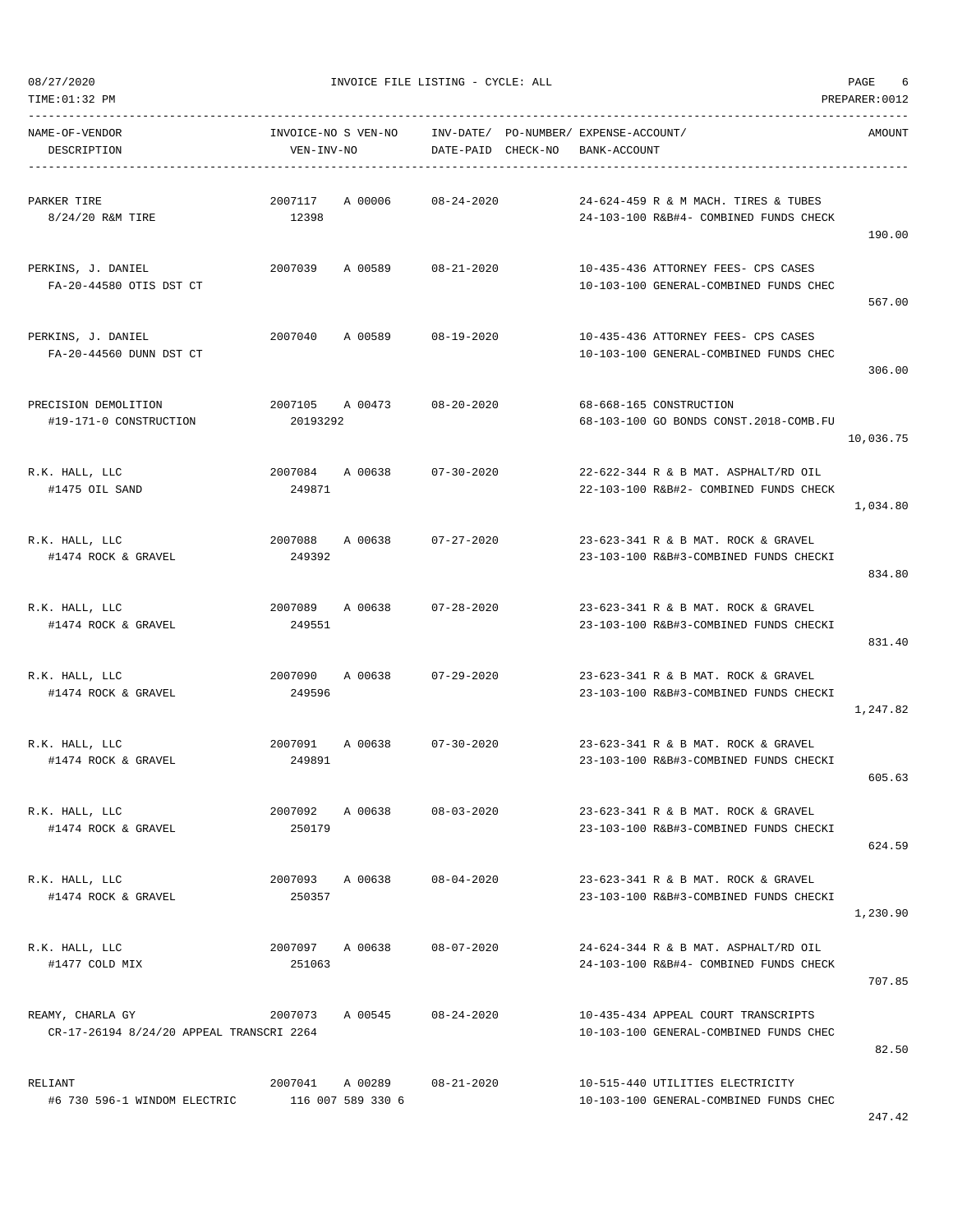08/27/2020 INVOICE FILE LISTING - CYCLE: ALL
TIME:01:32 PM PREPARER:0012

| NAME-OF-VENDOR / DESCRIPTION | INVOICE-NO S VEN-NO / VEN-INV-NO | INV-DATE/ DATE-PAID | PO-NUMBER/ CHECK-NO | EXPENSE-ACCOUNT/ BANK-ACCOUNT | AMOUNT |
|---|---|---|---|---|---|
| PARKER TIRE<br>8/24/20 R&M TIRE | 2007117 A 00006<br>12398 | 08-24-2020 | | 24-624-459 R & M MACH. TIRES & TUBES<br>24-103-100 R&B#4- COMBINED FUNDS CHECK | 190.00 |
| PERKINS, J. DANIEL<br>FA-20-44580 OTIS DST CT | 2007039 A 00589 | 08-21-2020 | | 10-435-436 ATTORNEY FEES- CPS CASES<br>10-103-100 GENERAL-COMBINED FUNDS CHEC | 567.00 |
| PERKINS, J. DANIEL<br>FA-20-44560 DUNN DST CT | 2007040 A 00589 | 08-19-2020 | | 10-435-436 ATTORNEY FEES- CPS CASES<br>10-103-100 GENERAL-COMBINED FUNDS CHEC | 306.00 |
| PRECISION DEMOLITION<br>#19-171-0 CONSTRUCTION | 2007105 A 00473<br>20193292 | 08-20-2020 | | 68-668-165 CONSTRUCTION<br>68-103-100 GO BONDS CONST.2018-COMB.FU | 10,036.75 |
| R.K. HALL, LLC<br>#1475 OIL SAND | 2007084 A 00638<br>249871 | 07-30-2020 | | 22-622-344 R & B MAT. ASPHALT/RD OIL<br>22-103-100 R&B#2- COMBINED FUNDS CHECK | 1,034.80 |
| R.K. HALL, LLC<br>#1474 ROCK & GRAVEL | 2007088 A 00638<br>249392 | 07-27-2020 | | 23-623-341 R & B MAT. ROCK & GRAVEL<br>23-103-100 R&B#3-COMBINED FUNDS CHECKI | 834.80 |
| R.K. HALL, LLC<br>#1474 ROCK & GRAVEL | 2007089 A 00638<br>249551 | 07-28-2020 | | 23-623-341 R & B MAT. ROCK & GRAVEL<br>23-103-100 R&B#3-COMBINED FUNDS CHECKI | 831.40 |
| R.K. HALL, LLC<br>#1474 ROCK & GRAVEL | 2007090 A 00638<br>249596 | 07-29-2020 | | 23-623-341 R & B MAT. ROCK & GRAVEL<br>23-103-100 R&B#3-COMBINED FUNDS CHECKI | 1,247.82 |
| R.K. HALL, LLC<br>#1474 ROCK & GRAVEL | 2007091 A 00638<br>249891 | 07-30-2020 | | 23-623-341 R & B MAT. ROCK & GRAVEL<br>23-103-100 R&B#3-COMBINED FUNDS CHECKI | 605.63 |
| R.K. HALL, LLC<br>#1474 ROCK & GRAVEL | 2007092 A 00638<br>250179 | 08-03-2020 | | 23-623-341 R & B MAT. ROCK & GRAVEL<br>23-103-100 R&B#3-COMBINED FUNDS CHECKI | 624.59 |
| R.K. HALL, LLC<br>#1474 ROCK & GRAVEL | 2007093 A 00638<br>250357 | 08-04-2020 | | 23-623-341 R & B MAT. ROCK & GRAVEL<br>23-103-100 R&B#3-COMBINED FUNDS CHECKI | 1,230.90 |
| R.K. HALL, LLC<br>#1477 COLD MIX | 2007097 A 00638<br>251063 | 08-07-2020 | | 24-624-344 R & B MAT. ASPHALT/RD OIL<br>24-103-100 R&B#4- COMBINED FUNDS CHECK | 707.85 |
| REAMY, CHARLA GY<br>CR-17-26194 8/24/20 APPEAL TRANSCRI 2264 | 2007073 A 00545 | 08-24-2020 | | 10-435-434 APPEAL COURT TRANSCRIPTS<br>10-103-100 GENERAL-COMBINED FUNDS CHEC | 82.50 |
| RELIANT<br>#6 730 596-1 WINDOM ELECTRIC | 2007041 A 00289<br>116 007 589 330 6 | 08-21-2020 | | 10-515-440 UTILITIES ELECTRICITY<br>10-103-100 GENERAL-COMBINED FUNDS CHEC | 247.42 |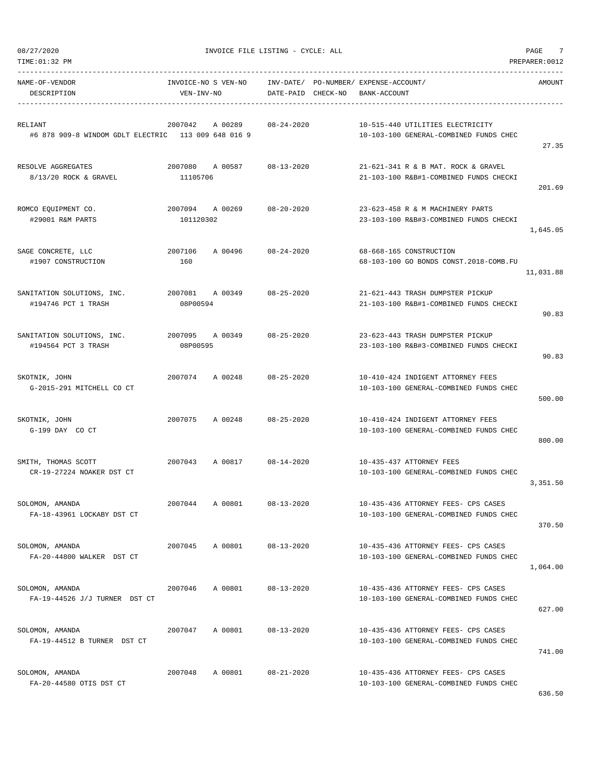08/27/2020 INVOICE FILE LISTING - CYCLE: ALL

TIME:01:32 PM PREPARER:0012

| NAME-OF-VENDOR / DESCRIPTION | INVOICE-NO S VEN-NO / VEN-INV-NO | INV-DATE/ DATE-PAID | PO-NUMBER/ CHECK-NO | EXPENSE-ACCOUNT/ BANK-ACCOUNT | AMOUNT |
|---|---|---|---|---|---|
| RELIANT<br>#6 878 909-8 WINDOM GDLT ELECTRIC | 2007042 A 00289<br>113 009 648 016 9 | 08-24-2020 | | 10-515-440 UTILITIES ELECTRICITY<br>10-103-100 GENERAL-COMBINED FUNDS CHEC | 27.35 |
| RESOLVE AGGREGATES<br>8/13/20 ROCK & GRAVEL | 2007080 A 00587<br>11105706 | 08-13-2020 | | 21-621-341 R & B MAT. ROCK & GRAVEL<br>21-103-100 R&B#1-COMBINED FUNDS CHECKI | 201.69 |
| ROMCO EQUIPMENT CO.<br>#29001 R&M PARTS | 2007094 A 00269<br>101120302 | 08-20-2020 | | 23-623-458 R & M MACHINERY PARTS<br>23-103-100 R&B#3-COMBINED FUNDS CHECKI | 1,645.05 |
| SAGE CONCRETE, LLC<br>#1907 CONSTRUCTION | 2007106 A 00496<br>160 | 08-24-2020 | | 68-668-165 CONSTRUCTION<br>68-103-100 GO BONDS CONST.2018-COMB.FU | 11,031.88 |
| SANITATION SOLUTIONS, INC.<br>#194746 PCT 1 TRASH | 2007081 A 00349<br>08P00594 | 08-25-2020 | | 21-621-443 TRASH DUMPSTER PICKUP<br>21-103-100 R&B#1-COMBINED FUNDS CHECKI | 90.83 |
| SANITATION SOLUTIONS, INC.<br>#194564 PCT 3 TRASH | 2007095 A 00349<br>08P00595 | 08-25-2020 | | 23-623-443 TRASH DUMPSTER PICKUP<br>23-103-100 R&B#3-COMBINED FUNDS CHECKI | 90.83 |
| SKOTNIK, JOHN<br>G-2015-291 MITCHELL CO CT | 2007074 A 00248 | 08-25-2020 | | 10-410-424 INDIGENT ATTORNEY FEES<br>10-103-100 GENERAL-COMBINED FUNDS CHEC | 500.00 |
| SKOTNIK, JOHN<br>G-199 DAY CO CT | 2007075 A 00248 | 08-25-2020 | | 10-410-424 INDIGENT ATTORNEY FEES<br>10-103-100 GENERAL-COMBINED FUNDS CHEC | 800.00 |
| SMITH, THOMAS SCOTT<br>CR-19-27224 NOAKER DST CT | 2007043 A 00817 | 08-14-2020 | | 10-435-437 ATTORNEY FEES<br>10-103-100 GENERAL-COMBINED FUNDS CHEC | 3,351.50 |
| SOLOMON, AMANDA<br>FA-18-43961 LOCKABY DST CT | 2007044 A 00801 | 08-13-2020 | | 10-435-436 ATTORNEY FEES- CPS CASES<br>10-103-100 GENERAL-COMBINED FUNDS CHEC | 370.50 |
| SOLOMON, AMANDA<br>FA-20-44800 WALKER DST CT | 2007045 A 00801 | 08-13-2020 | | 10-435-436 ATTORNEY FEES- CPS CASES<br>10-103-100 GENERAL-COMBINED FUNDS CHEC | 1,064.00 |
| SOLOMON, AMANDA<br>FA-19-44526 J/J TURNER DST CT | 2007046 A 00801 | 08-13-2020 | | 10-435-436 ATTORNEY FEES- CPS CASES<br>10-103-100 GENERAL-COMBINED FUNDS CHEC | 627.00 |
| SOLOMON, AMANDA<br>FA-19-44512 B TURNER DST CT | 2007047 A 00801 | 08-13-2020 | | 10-435-436 ATTORNEY FEES- CPS CASES<br>10-103-100 GENERAL-COMBINED FUNDS CHEC | 741.00 |
| SOLOMON, AMANDA<br>FA-20-44580 OTIS DST CT | 2007048 A 00801 | 08-21-2020 | | 10-435-436 ATTORNEY FEES- CPS CASES<br>10-103-100 GENERAL-COMBINED FUNDS CHEC | 636.50 |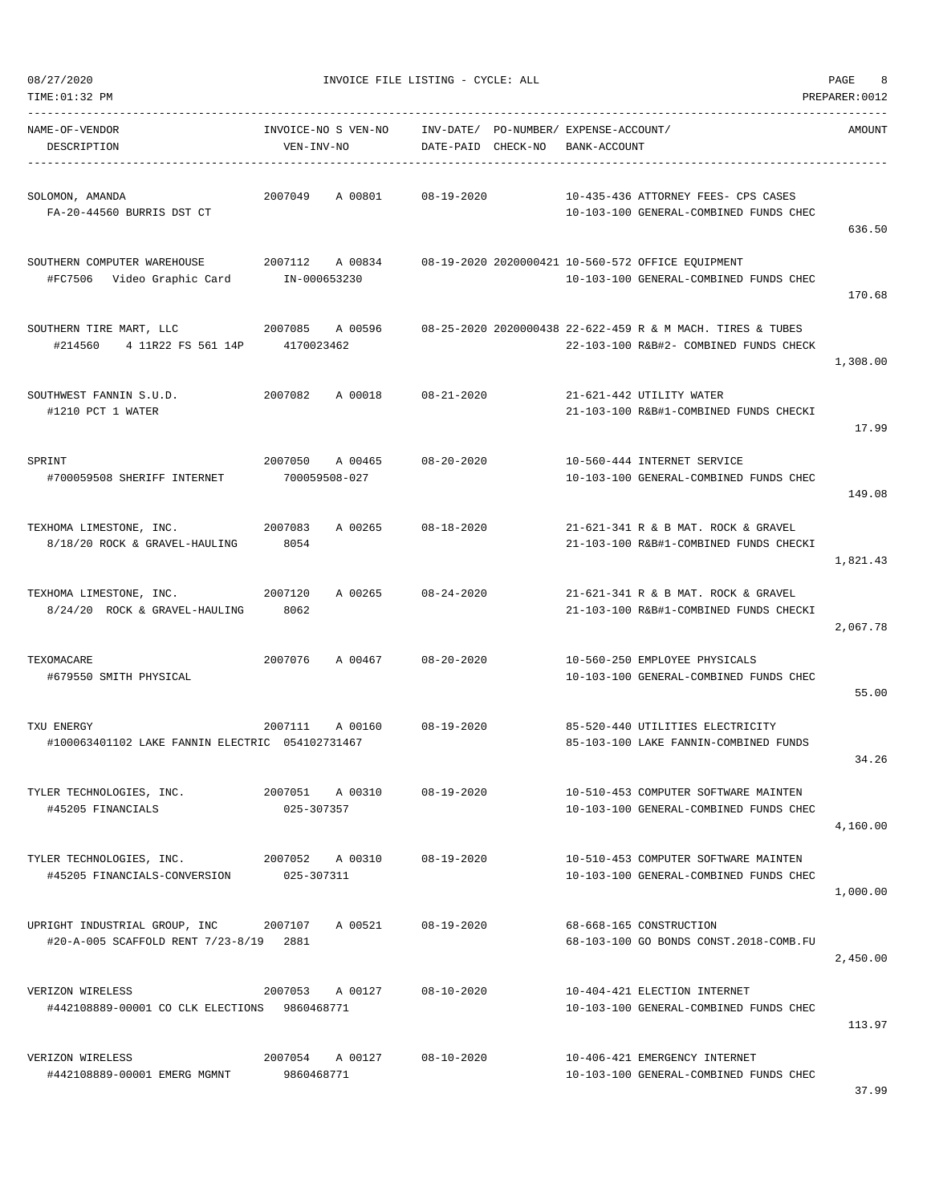08/27/2020 INVOICE FILE LISTING - CYCLE: ALL

TIME:01:32 PM PREPARER:0012

| NAME-OF-VENDOR / DESCRIPTION | INVOICE-NO S VEN-NO / VEN-INV-NO | INV-DATE/ DATE-PAID | PO-NUMBER/ CHECK-NO | EXPENSE-ACCOUNT/ BANK-ACCOUNT | AMOUNT |
|---|---|---|---|---|---|
| SOLOMON, AMANDA<br>FA-20-44560 BURRIS DST CT | 2007049 A 00801 | 08-19-2020 | | 10-435-436 ATTORNEY FEES- CPS CASES<br>10-103-100 GENERAL-COMBINED FUNDS CHEC | 636.50 |
| SOUTHERN COMPUTER WAREHOUSE<br>#FC7506 Video Graphic Card | 2007112 A 00834<br>IN-000653230 | 08-19-2020 | 2020000421 | 10-560-572 OFFICE EQUIPMENT<br>10-103-100 GENERAL-COMBINED FUNDS CHEC | 170.68 |
| SOUTHERN TIRE MART, LLC<br>#214560 4 11R22 FS 561 14P | 2007085 A 00596<br>4170023462 | 08-25-2020 | 2020000438 | 22-622-459 R & M MACH. TIRES & TUBES<br>22-103-100 R&B#2- COMBINED FUNDS CHECK | 1,308.00 |
| SOUTHWEST FANNIN S.U.D.<br>#1210 PCT 1 WATER | 2007082 A 00018 | 08-21-2020 | | 21-621-442 UTILITY WATER<br>21-103-100 R&B#1-COMBINED FUNDS CHECKI | 17.99 |
| SPRINT<br>#700059508 SHERIFF INTERNET | 2007050 A 00465<br>700059508-027 | 08-20-2020 | | 10-560-444 INTERNET SERVICE<br>10-103-100 GENERAL-COMBINED FUNDS CHEC | 149.08 |
| TEXHOMA LIMESTONE, INC.<br>8/18/20 ROCK & GRAVEL-HAULING | 2007083 A 00265<br>8054 | 08-18-2020 | | 21-621-341 R & B MAT. ROCK & GRAVEL<br>21-103-100 R&B#1-COMBINED FUNDS CHECKI | 1,821.43 |
| TEXHOMA LIMESTONE, INC.<br>8/24/20 ROCK & GRAVEL-HAULING | 2007120 A 00265<br>8062 | 08-24-2020 | | 21-621-341 R & B MAT. ROCK & GRAVEL<br>21-103-100 R&B#1-COMBINED FUNDS CHECKI | 2,067.78 |
| TEXOMACARE<br>#679550 SMITH PHYSICAL | 2007076 A 00467 | 08-20-2020 | | 10-560-250 EMPLOYEE PHYSICALS<br>10-103-100 GENERAL-COMBINED FUNDS CHEC | 55.00 |
| TXU ENERGY<br>#100063401102 LAKE FANNIN ELECTRIC | 2007111 A 00160<br>054102731467 | 08-19-2020 | | 85-520-440 UTILITIES ELECTRICITY<br>85-103-100 LAKE FANNIN-COMBINED FUNDS | 34.26 |
| TYLER TECHNOLOGIES, INC.<br>#45205 FINANCIALS | 2007051 A 00310<br>025-307357 | 08-19-2020 | | 10-510-453 COMPUTER SOFTWARE MAINTEN<br>10-103-100 GENERAL-COMBINED FUNDS CHEC | 4,160.00 |
| TYLER TECHNOLOGIES, INC.<br>#45205 FINANCIALS-CONVERSION | 2007052 A 00310<br>025-307311 | 08-19-2020 | | 10-510-453 COMPUTER SOFTWARE MAINTEN<br>10-103-100 GENERAL-COMBINED FUNDS CHEC | 1,000.00 |
| UPRIGHT INDUSTRIAL GROUP, INC<br>#20-A-005 SCAFFOLD RENT 7/23-8/19 | 2007107 A 00521<br>2881 | 08-19-2020 | | 68-668-165 CONSTRUCTION<br>68-103-100 GO BONDS CONST.2018-COMB.FU | 2,450.00 |
| VERIZON WIRELESS<br>#442108889-00001 CO CLK ELECTIONS | 2007053 A 00127<br>9860468771 | 08-10-2020 | | 10-404-421 ELECTION INTERNET<br>10-103-100 GENERAL-COMBINED FUNDS CHEC | 113.97 |
| VERIZON WIRELESS<br>#442108889-00001 EMERG MGMNT | 2007054 A 00127<br>9860468771 | 08-10-2020 | | 10-406-421 EMERGENCY INTERNET<br>10-103-100 GENERAL-COMBINED FUNDS CHEC | 37.99 |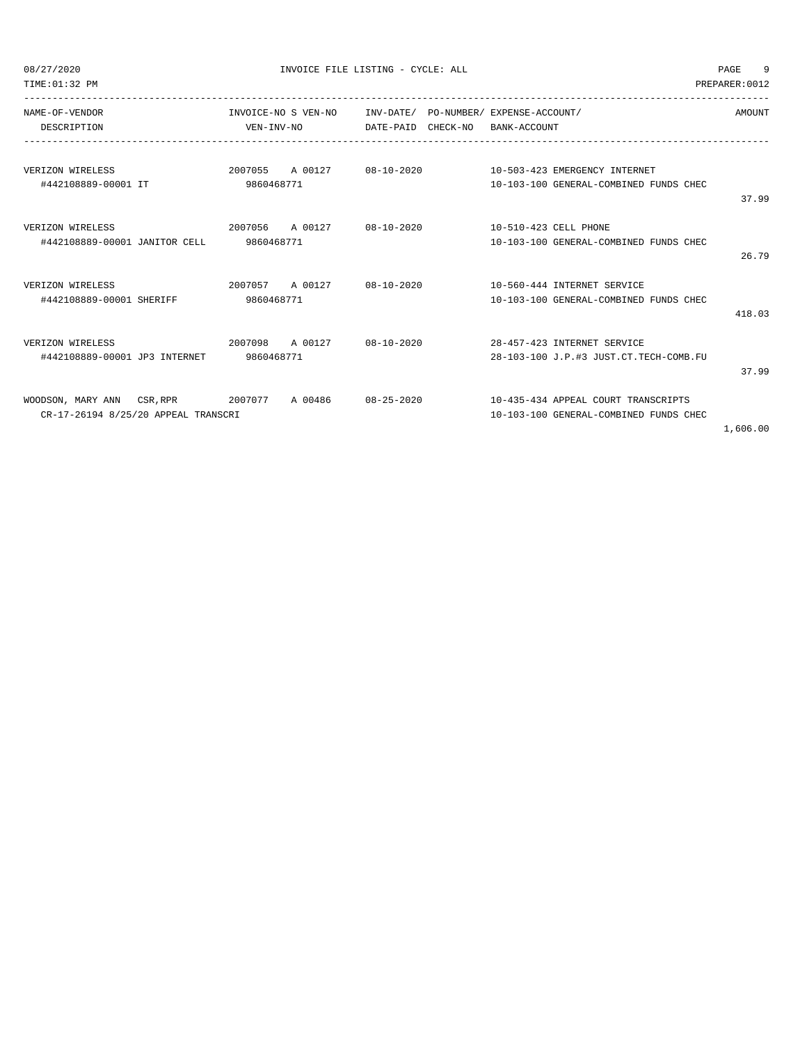| NAME-OF-VENDOR<br>DESCRIPTION | INVOICE-NO S VEN-NO<br>VEN-INV-NO | INV-DATE/<br>DATE-PAID | PO-NUMBER/<br>CHECK-NO | EXPENSE-ACCOUNT/<br>BANK-ACCOUNT | AMOUNT |
|---|---|---|---|---|---|
| VERIZON WIRELESS<br>#442108889-00001 IT | 2007055 A 00127<br>9860468771 | 08-10-2020 | | 10-503-423 EMERGENCY INTERNET<br>10-103-100 GENERAL-COMBINED FUNDS CHEC | 37.99 |
| VERIZON WIRELESS<br>#442108889-00001 JANITOR CELL | 2007056 A 00127<br>9860468771 | 08-10-2020 | | 10-510-423 CELL PHONE<br>10-103-100 GENERAL-COMBINED FUNDS CHEC | 26.79 |
| VERIZON WIRELESS<br>#442108889-00001 SHERIFF | 2007057 A 00127<br>9860468771 | 08-10-2020 | | 10-560-444 INTERNET SERVICE<br>10-103-100 GENERAL-COMBINED FUNDS CHEC | 418.03 |
| VERIZON WIRELESS<br>#442108889-00001 JP3 INTERNET | 2007098 A 00127<br>9860468771 | 08-10-2020 | | 28-457-423 INTERNET SERVICE<br>28-103-100 J.P.#3 JUST.CT.TECH-COMB.FU | 37.99 |
| WOODSON, MARY ANN CSR,RPR<br>CR-17-26194 8/25/20 APPEAL TRANSCRI | 2007077 A 00486 | 08-25-2020 | | 10-435-434 APPEAL COURT TRANSCRIPTS<br>10-103-100 GENERAL-COMBINED FUNDS CHEC | 1,606.00 |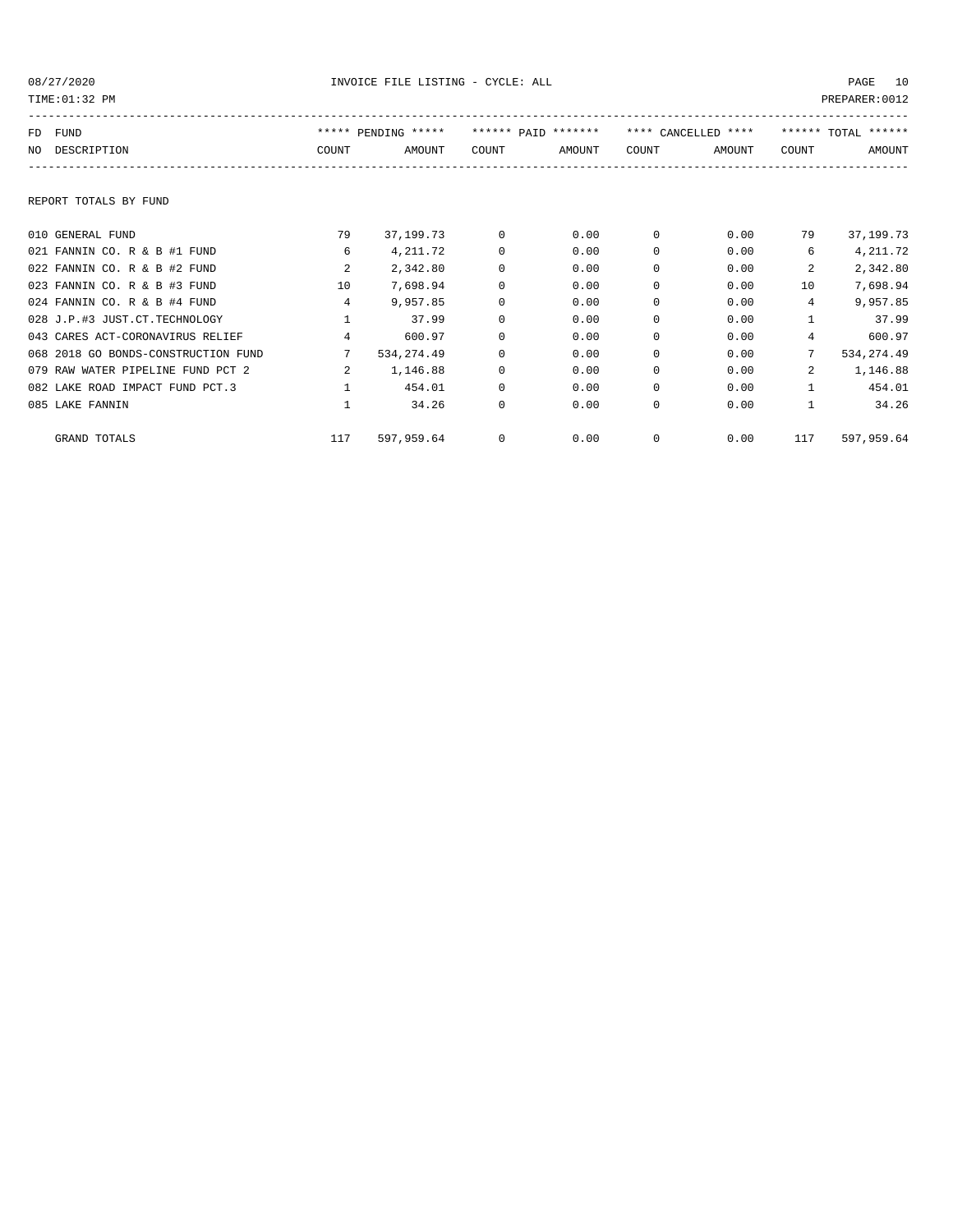08/27/2020 INVOICE FILE LISTING - CYCLE: ALL

TIME:01:32 PM PREPARER:0012

| FD NO | FUND DESCRIPTION | ***** PENDING ***** COUNT | AMOUNT | ****** PAID ******* COUNT | AMOUNT | **** CANCELLED **** COUNT | AMOUNT | ****** TOTAL ****** COUNT | AMOUNT |
|---|---|---|---|---|---|---|---|---|---|
| | REPORT TOTALS BY FUND | | | | | | | | |
| 010 | GENERAL FUND | 79 | 37,199.73 | 0 | 0.00 | 0 | 0.00 | 79 | 37,199.73 |
| 021 | FANNIN CO. R & B #1 FUND | 6 | 4,211.72 | 0 | 0.00 | 0 | 0.00 | 6 | 4,211.72 |
| 022 | FANNIN CO. R & B #2 FUND | 2 | 2,342.80 | 0 | 0.00 | 0 | 0.00 | 2 | 2,342.80 |
| 023 | FANNIN CO. R & B #3 FUND | 10 | 7,698.94 | 0 | 0.00 | 0 | 0.00 | 10 | 7,698.94 |
| 024 | FANNIN CO. R & B #4 FUND | 4 | 9,957.85 | 0 | 0.00 | 0 | 0.00 | 4 | 9,957.85 |
| 028 | J.P.#3 JUST.CT.TECHNOLOGY | 1 | 37.99 | 0 | 0.00 | 0 | 0.00 | 1 | 37.99 |
| 043 | CARES ACT-CORONAVIRUS RELIEF | 4 | 600.97 | 0 | 0.00 | 0 | 0.00 | 4 | 600.97 |
| 068 | 2018 GO BONDS-CONSTRUCTION FUND | 7 | 534,274.49 | 0 | 0.00 | 0 | 0.00 | 7 | 534,274.49 |
| 079 | RAW WATER PIPELINE FUND PCT 2 | 2 | 1,146.88 | 0 | 0.00 | 0 | 0.00 | 2 | 1,146.88 |
| 082 | LAKE ROAD IMPACT FUND PCT.3 | 1 | 454.01 | 0 | 0.00 | 0 | 0.00 | 1 | 454.01 |
| 085 | LAKE FANNIN | 1 | 34.26 | 0 | 0.00 | 0 | 0.00 | 1 | 34.26 |
| | GRAND TOTALS | 117 | 597,959.64 | 0 | 0.00 | 0 | 0.00 | 117 | 597,959.64 |